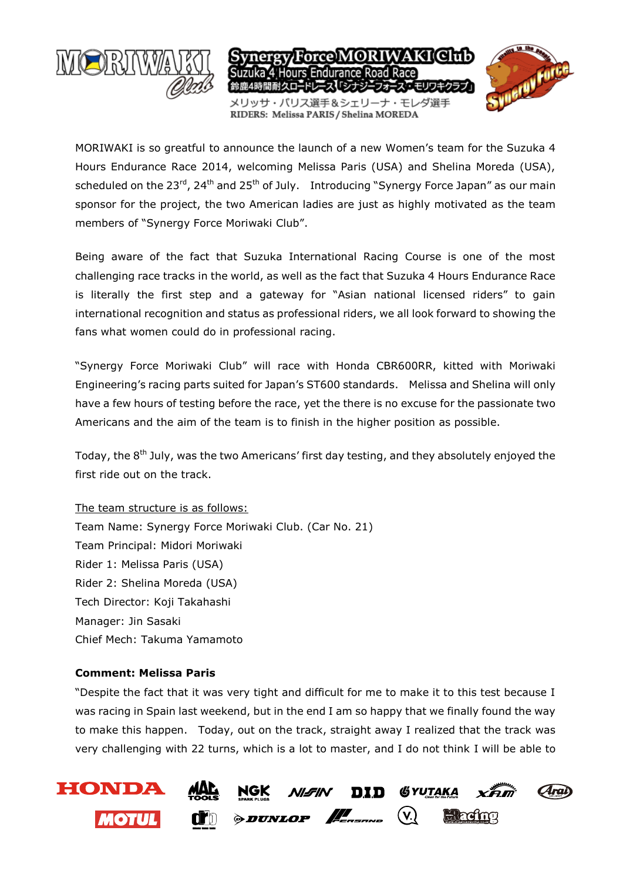# Synergy Force MORIWAKI Club

Suzuka 4 Hours Endurance Road Race

鈴鹿4時間耐久ロードレース「シナジーフォース・モリワキクラブ」

メリッサ・パリス選手＆シェリーナ・モレダ選手

RIDERS: Melissa PARIS / Shelina MOREDA

MORIWAKI is so greatful to announce the launch of a new Women's team for the Suzuka 4 Hours Endurance Race 2014, welcoming Melissa Paris (USA) and Shelina Moreda (USA), scheduled on the 23rd, 24th and 25th of July. Introducing "Synergy Force Japan" as our main sponsor for the project, the two American ladies are just as highly motivated as the team members of "Synergy Force Moriwaki Club".

Being aware of the fact that Suzuka International Racing Course is one of the most challenging race tracks in the world, as well as the fact that Suzuka 4 Hours Endurance Race is literally the first step and a gateway for "Asian national licensed riders" to gain international recognition and status as professional riders, we all look forward to showing the fans what women could do in professional racing.

"Synergy Force Moriwaki Club" will race with Honda CBR600RR, kitted with Moriwaki Engineering's racing parts suited for Japan's ST600 standards. Melissa and Shelina will only have a few hours of testing before the race, yet the there is no excuse for the passionate two Americans and the aim of the team is to finish in the higher position as possible.

Today, the 8th July, was the two Americans' first day testing, and they absolutely enjoyed the first ride out on the track.

The team structure is as follows:

Team Name: Synergy Force Moriwaki Club. (Car No. 21)  
Team Principal: Midori Moriwaki  
Rider 1: Melissa Paris (USA)  
Rider 2: Shelina Moreda (USA)  
Tech Director: Koji Takahashi  
Manager: Jin Sasaki  
Chief Mech: Takuma Yamamoto

**Comment: Melissa Paris**

"Despite the fact that it was very tight and difficult for me to make it to this test because I was racing in Spain last weekend, but in the end I am so happy that we finally found the way to make this happen. Today, out on the track, straight away I realized that the track was very challenging with 22 turns, which is a lot to master, and I do not think I will be able to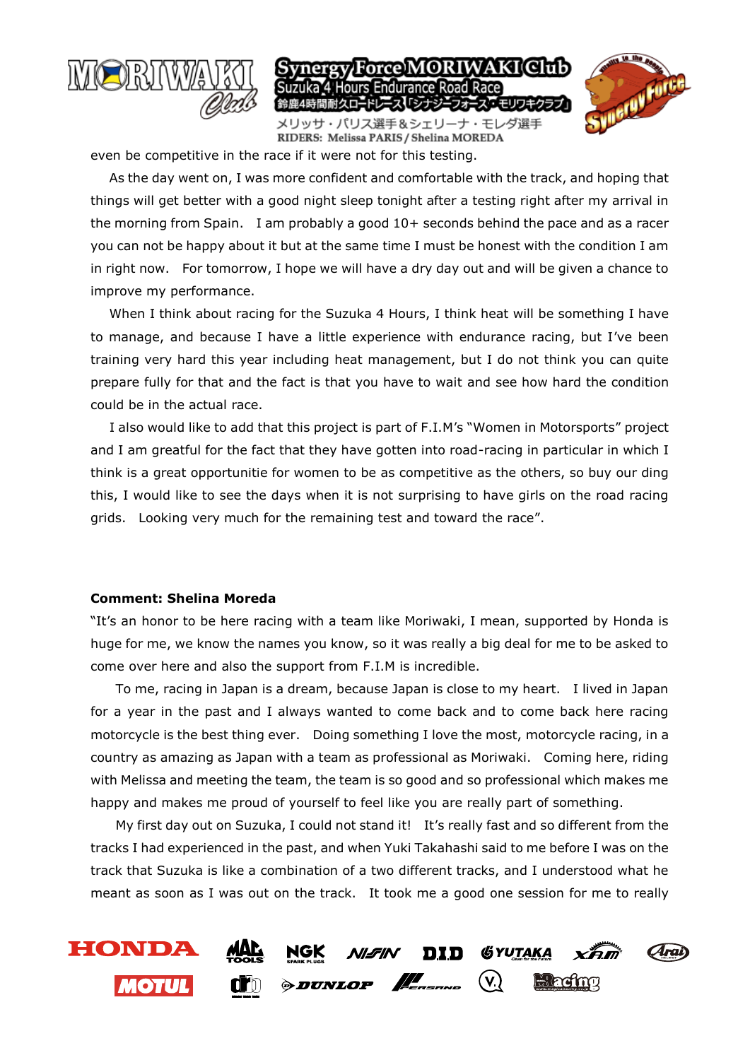even be competitive in the race if it were not for this testing.

As the day went on, I was more confident and comfortable with the track, and hoping that things will get better with a good night sleep tonight after a testing right after my arrival in the morning from Spain.　I am probably a good 10+ seconds behind the pace and as a racer you can not be happy about it but at the same time I must be honest with the condition I am in right now.　For tomorrow, I hope we will have a dry day out and will be given a chance to improve my performance.

When I think about racing for the Suzuka 4 Hours, I think heat will be something I have to manage, and because I have a little experience with endurance racing, but I've been training very hard this year including heat management, but I do not think you can quite prepare fully for that and the fact is that you have to wait and see how hard the condition could be in the actual race.

I also would like to add that this project is part of F.I.M's "Women in Motorsports" project and I am greatful for the fact that they have gotten into road-racing in particular in which I think is a great opportunitie for women to be as competitive as the others, so buy our ding this, I would like to see the days when it is not surprising to have girls on the road racing grids.　Looking very much for the remaining test and toward the race".

**Comment: Shelina Moreda**

"It's an honor to be here racing with a team like Moriwaki, I mean, supported by Honda is huge for me, we know the names you know, so it was really a big deal for me to be asked to come over here and also the support from F.I.M is incredible.

To me, racing in Japan is a dream, because Japan is close to my heart.　I lived in Japan for a year in the past and I always wanted to come back and to come back here racing motorcycle is the best thing ever.　Doing something I love the most, motorcycle racing, in a country as amazing as Japan with a team as professional as Moriwaki.　Coming here, riding with Melissa and meeting the team, the team is so good and so professional which makes me happy and makes me proud of yourself to feel like you are really part of something.

My first day out on Suzuka, I could not stand it!　It's really fast and so different from the tracks I had experienced in the past, and when Yuki Takahashi said to me before I was on the track that Suzuka is like a combination of a two different tracks, and I understood what he meant as soon as I was out on the track.　It took me a good one session for me to really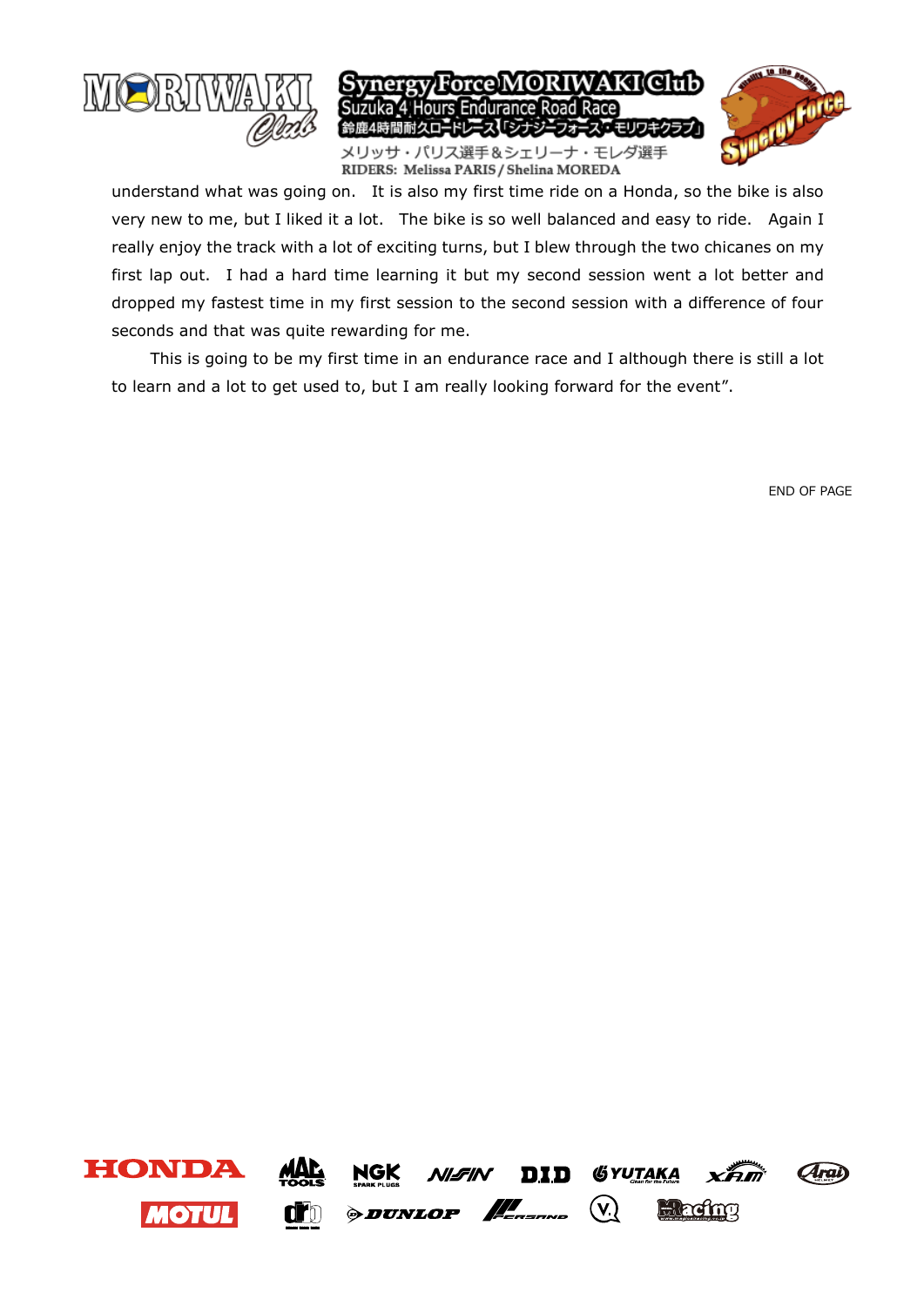understand what was going on. It is also my first time ride on a Honda, so the bike is also very new to me, but I liked it a lot. The bike is so well balanced and easy to ride. Again I really enjoy the track with a lot of exciting turns, but I blew through the two chicanes on my first lap out. I had a hard time learning it but my second session went a lot better and dropped my fastest time in my first session to the second session with a difference of four seconds and that was quite rewarding for me.

This is going to be my first time in an endurance race and I although there is still a lot to learn and a lot to get used to, but I am really looking forward for the event".

END OF PAGE